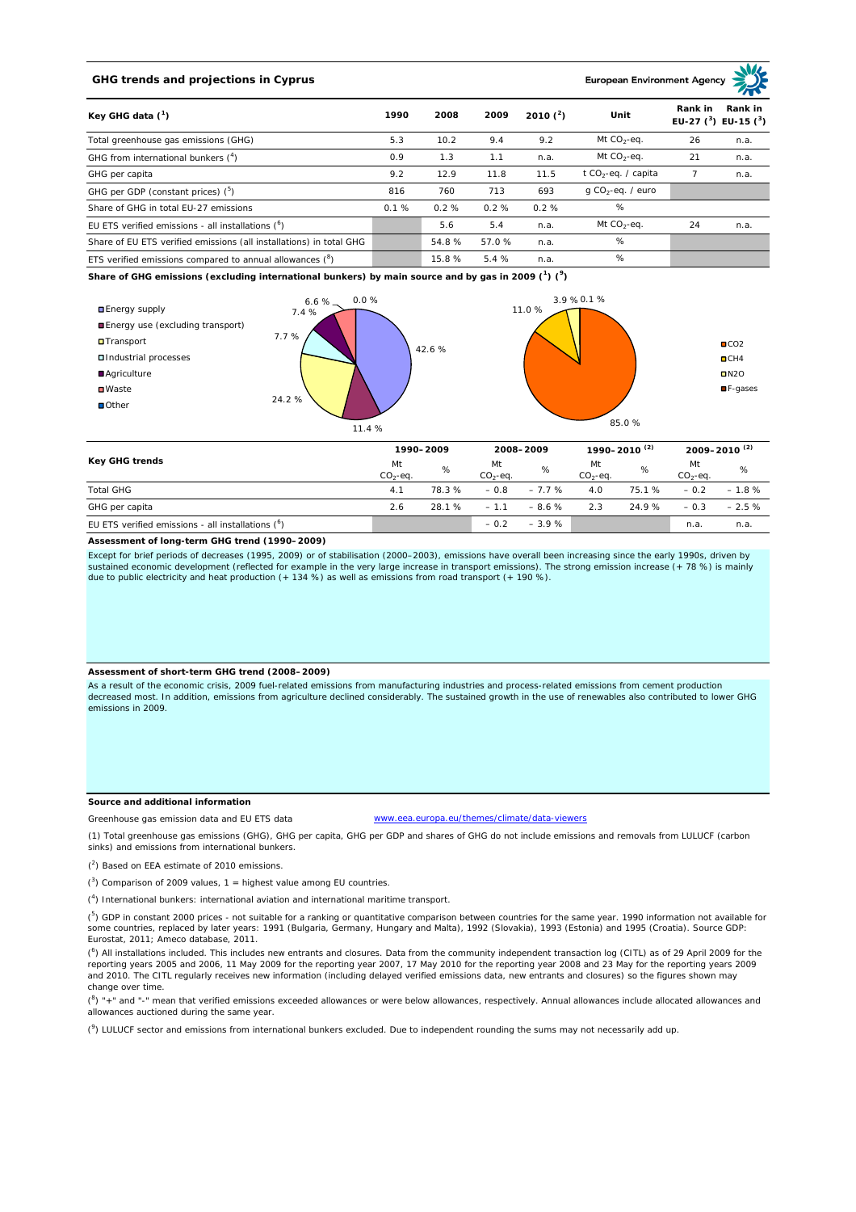## GHG trends and projections in Cyprus

European Environment Agency

| Key GHG data [1] | 1990 | 2008 | 2009 | 2010 [2] | Unit | Rank in EU-27 [3] | Rank in EU-15 [3] |
|---|---|---|---|---|---|---|---|
| Total greenhouse gas emissions (GHG) | 5.3 | 10.2 | 9.4 | 9.2 | Mt $CO_2$-eq. | 26 | n.a. |
| GHG from international bunkers [4] | 0.9 | 1.3 | 1.1 | n.a. | Mt $CO_2$-eq. | 21 | n.a. |
| GHG per capita | 9.2 | 12.9 | 11.8 | 11.5 | t $CO_2$-eq. / capita | 7 | n.a. |
| GHG per GDP (constant prices) [5] | 816 | 760 | 713 | 693 | g $CO_2$-eq. / euro | | |
| Share of GHG in total EU-27 emissions | 0.1 % | 0.2 % | 0.2 % | 0.2 % | % | | |
| EU ETS verified emissions - all installations [6] | | 5.6 | 5.4 | n.a. | Mt $CO_2$-eq. | 24 | n.a. |
| Share of EU ETS verified emissions (all installations) in total GHG | | 54.8 % | 57.0 % | n.a. | % | | |
| ETS verified emissions compared to annual allowances [8] | | 15.8 % | 5.4 % | n.a. | % | | |

**Share of GHG emissions (excluding international bunkers) by main source and by gas in 2009 [1] [9]**

By source: Energy supply 42.6 %; Energy use (excluding transport) 11.4 %; Transport 24.2 %; Industrial processes 7.7 %; Agriculture 7.4 %; Waste 6.6 %; Other 0.0 %

By gas: $CO_2$ 85.0 %; $CH_4$ 11.0 %; $N_2O$ 3.9 %; F-gases 0.1 %

| Key GHG trends | 1990–2009 | | 2008–2009 | | 1990–2010 [2] | | 2009–2010 [2] | |
|---|---|---|---|---|---|---|---|---|
| | Mt $CO_2$-eq. | % | Mt $CO_2$-eq. | % | Mt $CO_2$-eq. | % | Mt $CO_2$-eq. | % |
| Total GHG | 4.1 | 78.3 % | – 0.8 | – 7.7 % | 4.0 | 75.1 % | – 0.2 | – 1.8 % |
| GHG per capita | 2.6 | 28.1 % | – 1.1 | – 8.6 % | 2.3 | 24.9 % | – 0.3 | – 2.5 % |
| EU ETS verified emissions - all installations [6] | | | – 0.2 | – 3.9 % | | | n.a. | n.a. |

**Assessment of long-term GHG trend (1990–2009)**

Except for brief periods of decreases (1995, 2009) or of stabilisation (2000–2003), emissions have overall been increasing since the early 1990s, driven by sustained economic development (reflected for example in the very large increase in transport emissions). The strong emission increase (+ 78 %) is mainly due to public electricity and heat production (+ 134 %) as well as emissions from road transport (+ 190 %).

**Assessment of short-term GHG trend (2008–2009)**

As a result of the economic crisis, 2009 fuel-related emissions from manufacturing industries and process-related emissions from cement production decreased most. In addition, emissions from agriculture declined considerably. The sustained growth in the use of renewables also contributed to lower GHG emissions in 2009.

**Source and additional information**

Greenhouse gas emission data and EU ETS data www.eea.europa.eu/themes/climate/data-viewers

(1) Total greenhouse gas emissions (GHG), GHG per capita, GHG per GDP and shares of GHG do not include emissions and removals from LULUCF (carbon sinks) and emissions from international bunkers.

(2) Based on EEA estimate of 2010 emissions.

(3) Comparison of 2009 values, 1 = highest value among EU countries.

(4) International bunkers: international aviation and international maritime transport.

(5) GDP in constant 2000 prices - not suitable for a ranking or quantitative comparison between countries for the same year. 1990 information not available for some countries, replaced by later years: 1991 (Bulgaria, Germany, Hungary and Malta), 1992 (Slovakia), 1993 (Estonia) and 1995 (Croatia). Source GDP: Eurostat, 2011; Ameco database, 2011.

(6) All installations included. This includes new entrants and closures. Data from the community independent transaction log (CITL) as of 29 April 2009 for the reporting years 2005 and 2006, 11 May 2009 for the reporting year 2007, 17 May 2010 for the reporting year 2008 and 23 May for the reporting years 2009 and 2010. The CITL regularly receives new information (including delayed verified emissions data, new entrants and closures) so the figures shown may change over time.

(8) "+" and "-" mean that verified emissions exceeded allowances or were below allowances, respectively. Annual allowances include allocated allowances and allowances auctioned during the same year.

(9) LULUCF sector and emissions from international bunkers excluded. Due to independent rounding the sums may not necessarily add up.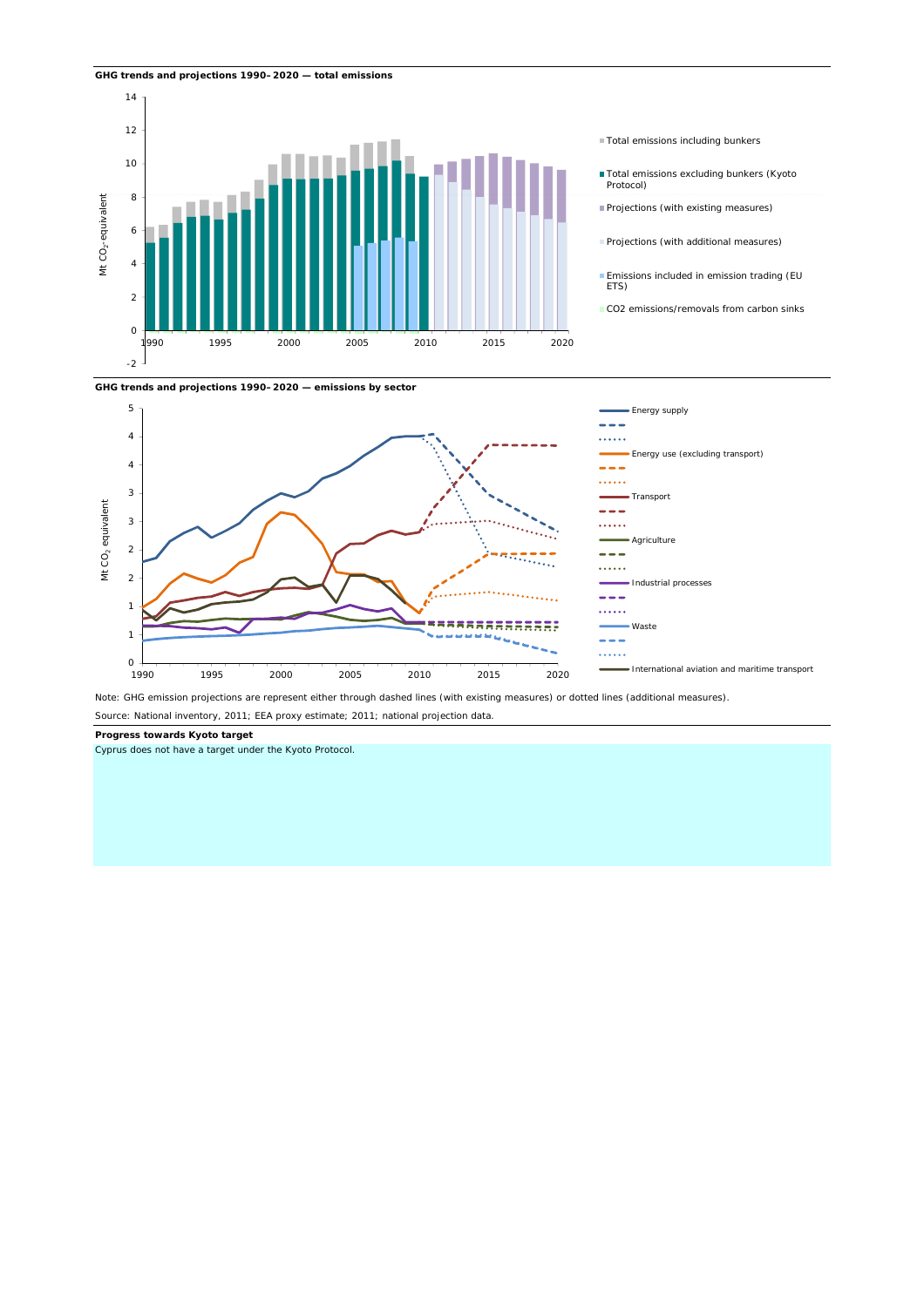**GHG trends and projections 1990–2020 — total emissions**

Mt $CO_2$-equivalent

14
12
10
8
6
4
2
0
-2

1990
1995
2000
2005
2010
2015
2020

Total emissions including bunkers

Total emissions excluding bunkers (Kyoto Protocol)

Projections (with existing measures)

Projections (with additional measures)

Emissions included in emission trading (EU ETS)

CO2 emissions/removals from carbon sinks

**GHG trends and projections 1990–2020 — emissions by sector**

Mt $CO_2$ equivalent

5
4
4
3
3
2
2
1
1
0

1990
1995
2000
2005
2010
2015
2020

Energy supply

Energy use (excluding transport)

Transport

Agriculture

Industrial processes

Waste

International aviation and maritime transport

Note: GHG emission projections are represent either through dashed lines (with existing measures) or dotted lines (additional measures).

Source: National inventory, 2011; EEA proxy estimate; 2011; national projection data.

**Progress towards Kyoto target**

Cyprus does not have a target under the Kyoto Protocol.